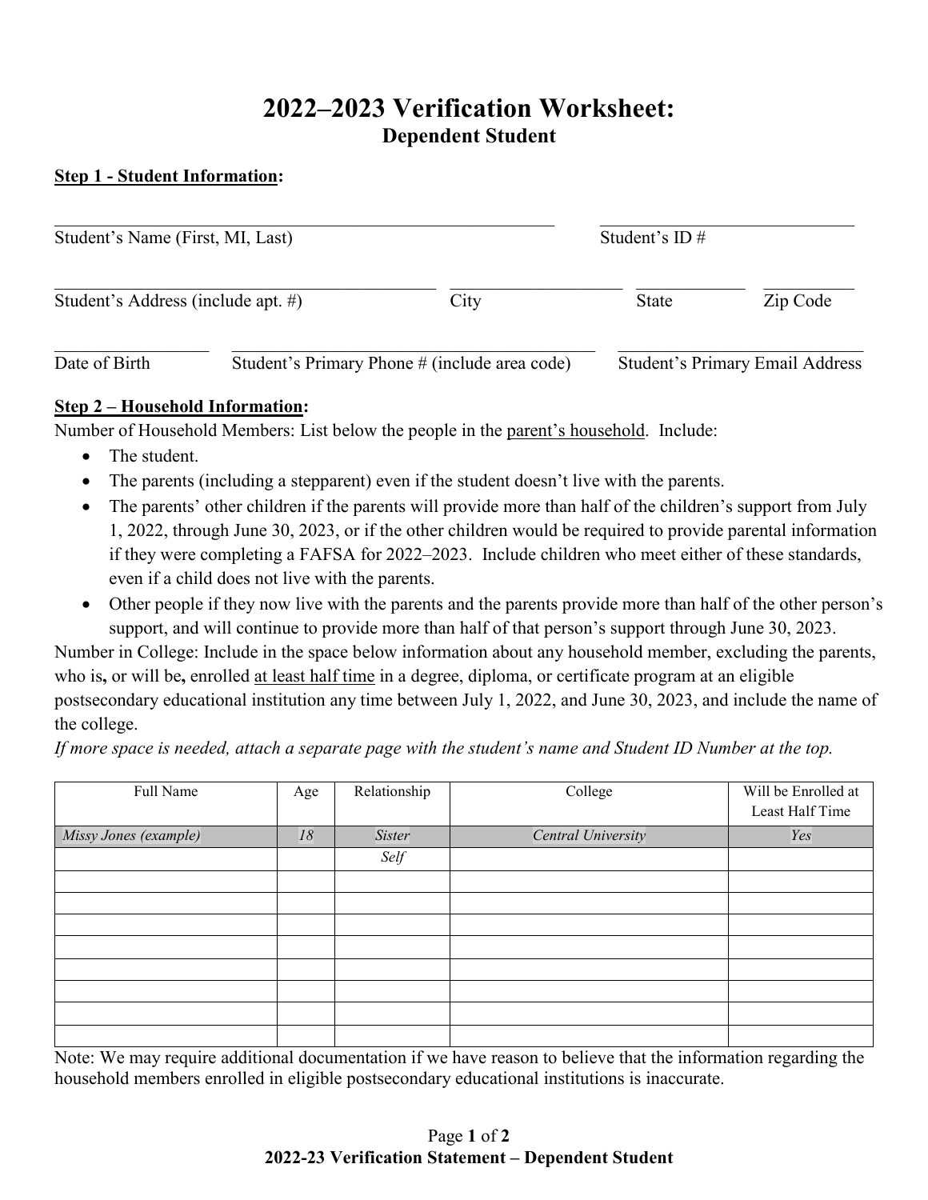# 2022–2023 Verification Worksheet:
## Dependent Student

**Step 1 - Student Information:**

\_\_\_\_\_\_\_\_\_\_\_\_\_\_\_\_\_\_\_\_\_\_\_\_\_\_\_\_\_\_\_\_\_\_\_\_\_\_\_\_\_\_\_\_ \_\_\_\_\_\_\_\_\_\_\_\_\_\_\_\_\_\_\_\_\_\_\_\_
Student's Name (First, MI, Last) Student's ID #

\_\_\_\_\_\_\_\_\_\_\_\_\_\_\_\_\_\_\_\_\_\_\_\_\_\_\_\_\_\_\_\_\_\_ \_\_\_\_\_\_\_\_\_\_\_\_\_\_\_ \_\_\_\_\_\_\_\_\_\_ \_\_\_\_\_\_\_\_
Student's Address (include apt. #) City State Zip Code

\_\_\_\_\_\_\_\_\_\_\_\_\_\_ \_\_\_\_\_\_\_\_\_\_\_\_\_\_\_\_\_\_\_\_\_\_\_\_\_\_\_\_\_\_\_\_ \_\_\_\_\_\_\_\_\_\_\_\_\_\_\_\_\_\_\_\_\_\_
Date of Birth Student's Primary Phone # (include area code) Student's Primary Email Address

**Step 2 – Household Information:**

Number of Household Members: List below the people in the parent's household. Include:

- The student.
- The parents (including a stepparent) even if the student doesn't live with the parents.
- The parents' other children if the parents will provide more than half of the children's support from July 1, 2022, through June 30, 2023, or if the other children would be required to provide parental information if they were completing a FAFSA for 2022–2023. Include children who meet either of these standards, even if a child does not live with the parents.
- Other people if they now live with the parents and the parents provide more than half of the other person's support, and will continue to provide more than half of that person's support through June 30, 2023.

Number in College: Include in the space below information about any household member, excluding the parents, who is**,** or will be**,** enrolled at least half time in a degree, diploma, or certificate program at an eligible postsecondary educational institution any time between July 1, 2022, and June 30, 2023, and include the name of the college.

*If more space is needed, attach a separate page with the student's name and Student ID Number at the top.*

| Full Name | Age | Relationship | College | Will be Enrolled at Least Half Time |
|---|---|---|---|---|
| *Missy Jones (example)* | *18* | *Sister* | *Central University* | *Yes* |
| | | *Self* | | |
| | | | | |
| | | | | |
| | | | | |
| | | | | |
| | | | | |
| | | | | |
| | | | | |
| | | | | |

Note: We may require additional documentation if we have reason to believe that the information regarding the household members enrolled in eligible postsecondary educational institutions is inaccurate.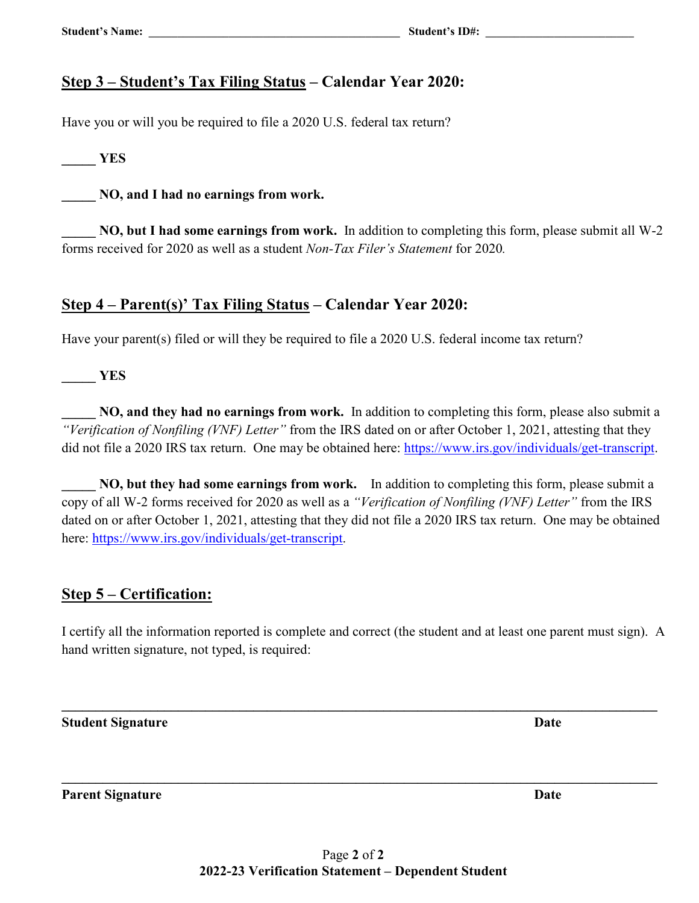**Student's Name:** __________________________________________ **Student's ID#:** _________________________

## Step 3 – Student's Tax Filing Status – Calendar Year 2020:

Have you or will you be required to file a 2020 U.S. federal tax return?

_____ **YES**

_____ **NO, and I had no earnings from work.**

_____ **NO, but I had some earnings from work.** In addition to completing this form, please submit all W-2 forms received for 2020 as well as a student *Non-Tax Filer's Statement* for 2020.

## Step 4 – Parent(s)' Tax Filing Status – Calendar Year 2020:

Have your parent(s) filed or will they be required to file a 2020 U.S. federal income tax return?

_____ **YES**

_____ **NO, and they had no earnings from work.** In addition to completing this form, please also submit a *"Verification of Nonfiling (VNF) Letter"* from the IRS dated on or after October 1, 2021, attesting that they did not file a 2020 IRS tax return. One may be obtained here: https://www.irs.gov/individuals/get-transcript.

_____ **NO, but they had some earnings from work.** In addition to completing this form, please submit a copy of all W-2 forms received for 2020 as well as a *"Verification of Nonfiling (VNF) Letter"* from the IRS dated on or after October 1, 2021, attesting that they did not file a 2020 IRS tax return. One may be obtained here: https://www.irs.gov/individuals/get-transcript.

## Step 5 – Certification:

I certify all the information reported is complete and correct (the student and at least one parent must sign). A hand written signature, not typed, is required:

______________________________________________________________________________

**Student Signature** **Date**

______________________________________________________________________________

**Parent Signature** **Date**

**2022-23 Verification Statement – Dependent Student**